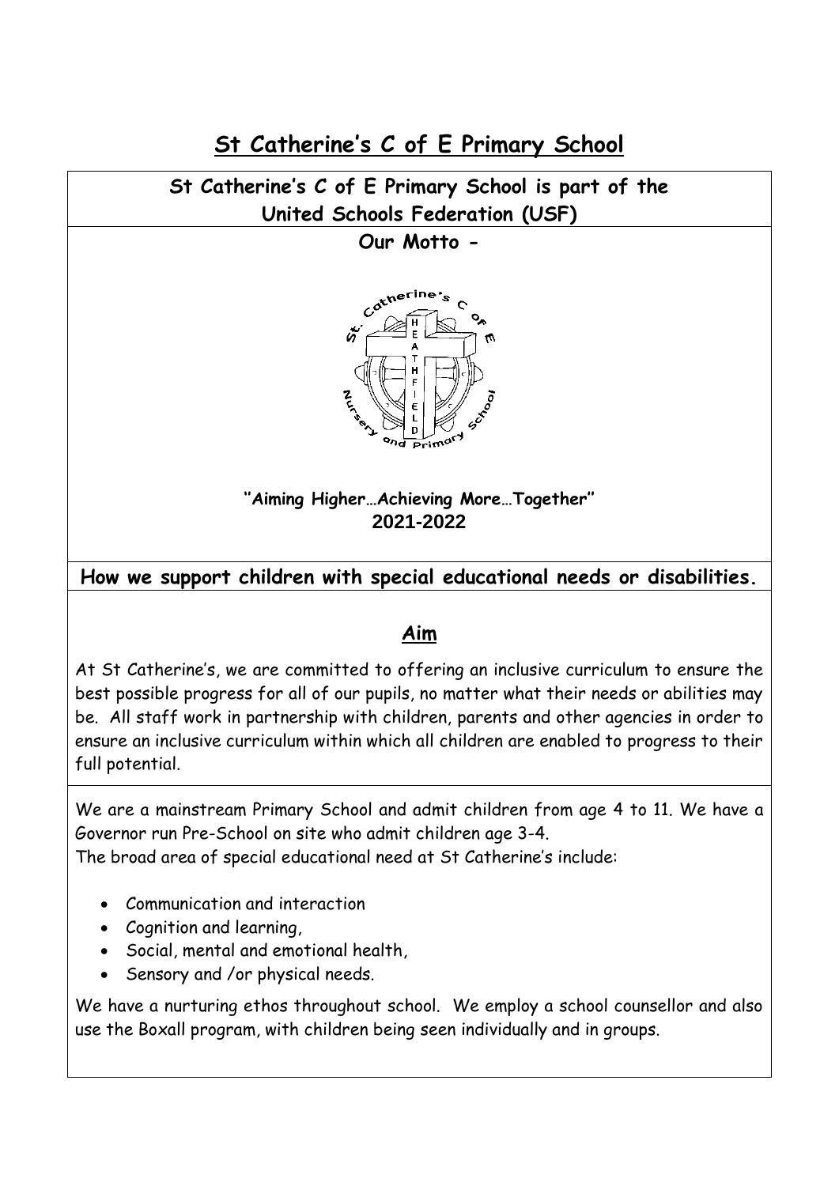# St Catherine's C of E Primary School

## St Catherine's C of E Primary School is part of the United Schools Federation (USF)

**Our Motto -**

**"Aiming Higher…Achieving More…Together"**
**2021-2022**

## How we support children with special educational needs or disabilities.

### Aim

At St Catherine's, we are committed to offering an inclusive curriculum to ensure the best possible progress for all of our pupils, no matter what their needs or abilities may be. All staff work in partnership with children, parents and other agencies in order to ensure an inclusive curriculum within which all children are enabled to progress to their full potential.

We are a mainstream Primary School and admit children from age 4 to 11. We have a Governor run Pre-School on site who admit children age 3-4.
The broad area of special educational need at St Catherine's include:

- Communication and interaction
- Cognition and learning,
- Social, mental and emotional health,
- Sensory and /or physical needs.

We have a nurturing ethos throughout school. We employ a school counsellor and also use the Boxall program, with children being seen individually and in groups.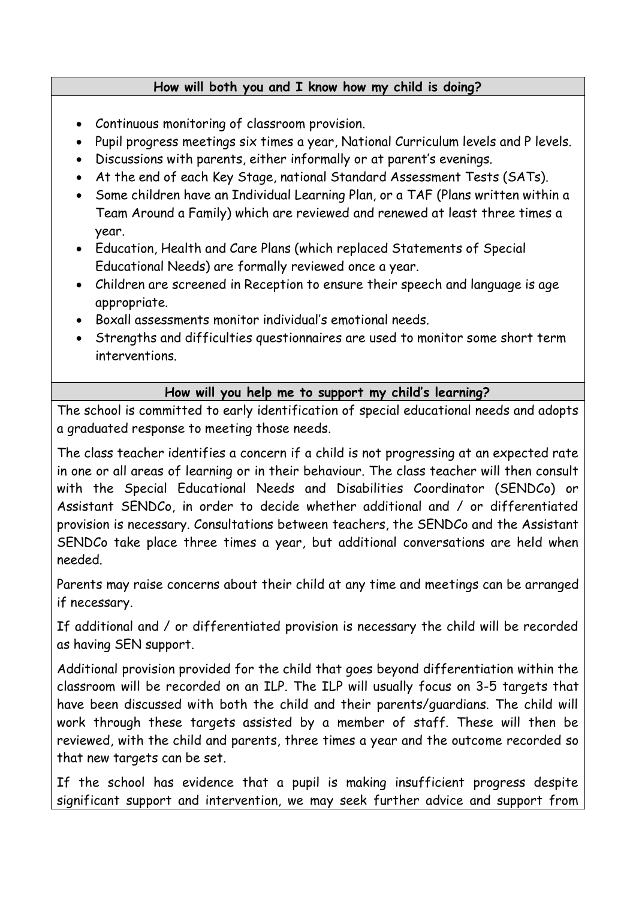## How will both you and I know how my child is doing?

- Continuous monitoring of classroom provision.
- Pupil progress meetings six times a year, National Curriculum levels and P levels.
- Discussions with parents, either informally or at parent's evenings.
- At the end of each Key Stage, national Standard Assessment Tests (SATs).
- Some children have an Individual Learning Plan, or a TAF (Plans written within a Team Around a Family) which are reviewed and renewed at least three times a year.
- Education, Health and Care Plans (which replaced Statements of Special Educational Needs) are formally reviewed once a year.
- Children are screened in Reception to ensure their speech and language is age appropriate.
- Boxall assessments monitor individual's emotional needs.
- Strengths and difficulties questionnaires are used to monitor some short term interventions.

## How will you help me to support my child's learning?

The school is committed to early identification of special educational needs and adopts a graduated response to meeting those needs.

The class teacher identifies a concern if a child is not progressing at an expected rate in one or all areas of learning or in their behaviour. The class teacher will then consult with the Special Educational Needs and Disabilities Coordinator (SENDCo) or Assistant SENDCo, in order to decide whether additional and / or differentiated provision is necessary. Consultations between teachers, the SENDCo and the Assistant SENDCo take place three times a year, but additional conversations are held when needed.

Parents may raise concerns about their child at any time and meetings can be arranged if necessary.

If additional and / or differentiated provision is necessary the child will be recorded as having SEN support.

Additional provision provided for the child that goes beyond differentiation within the classroom will be recorded on an ILP. The ILP will usually focus on 3-5 targets that have been discussed with both the child and their parents/guardians. The child will work through these targets assisted by a member of staff. These will then be reviewed, with the child and parents, three times a year and the outcome recorded so that new targets can be set.

If the school has evidence that a pupil is making insufficient progress despite significant support and intervention, we may seek further advice and support from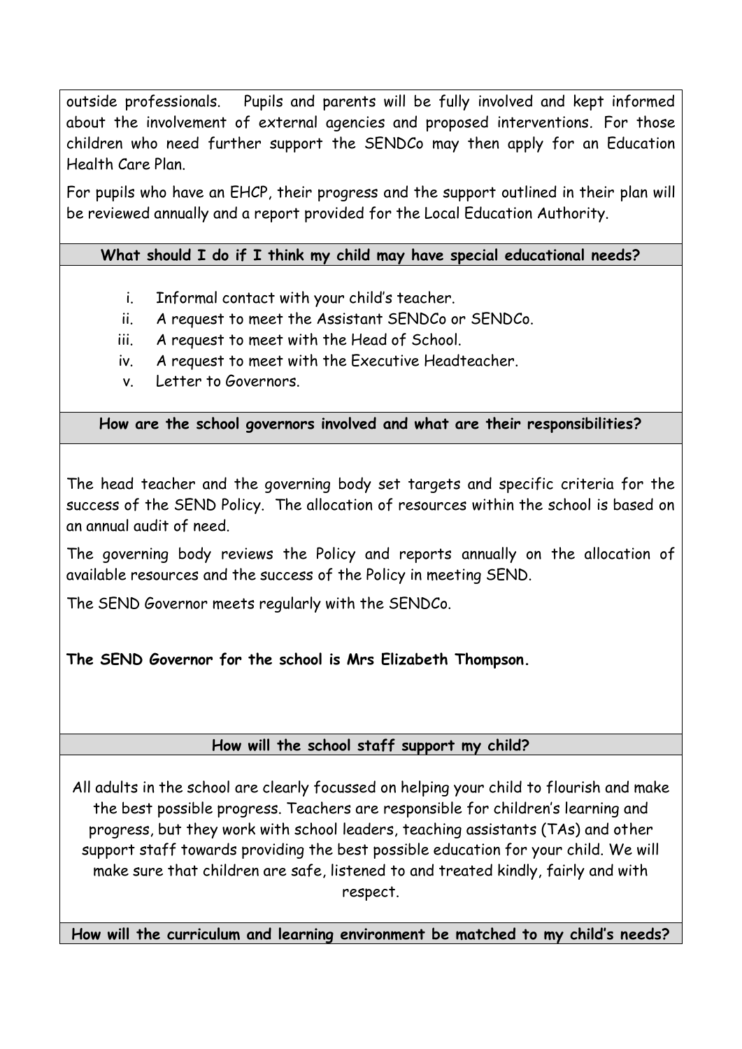outside professionals. Pupils and parents will be fully involved and kept informed about the involvement of external agencies and proposed interventions. For those children who need further support the SENDCo may then apply for an Education Health Care Plan.

For pupils who have an EHCP, their progress and the support outlined in their plan will be reviewed annually and a report provided for the Local Education Authority.

## What should I do if I think my child may have special educational needs?

i. Informal contact with your child's teacher.
ii. A request to meet the Assistant SENDCo or SENDCo.
iii. A request to meet with the Head of School.
iv. A request to meet with the Executive Headteacher.
v. Letter to Governors.

## How are the school governors involved and what are their responsibilities?

The head teacher and the governing body set targets and specific criteria for the success of the SEND Policy. The allocation of resources within the school is based on an annual audit of need.

The governing body reviews the Policy and reports annually on the allocation of available resources and the success of the Policy in meeting SEND.

The SEND Governor meets regularly with the SENDCo.

**The SEND Governor for the school is Mrs Elizabeth Thompson.**

## How will the school staff support my child?

All adults in the school are clearly focussed on helping your child to flourish and make the best possible progress. Teachers are responsible for children's learning and progress, but they work with school leaders, teaching assistants (TAs) and other support staff towards providing the best possible education for your child. We will make sure that children are safe, listened to and treated kindly, fairly and with respect.

## How will the curriculum and learning environment be matched to my child's needs?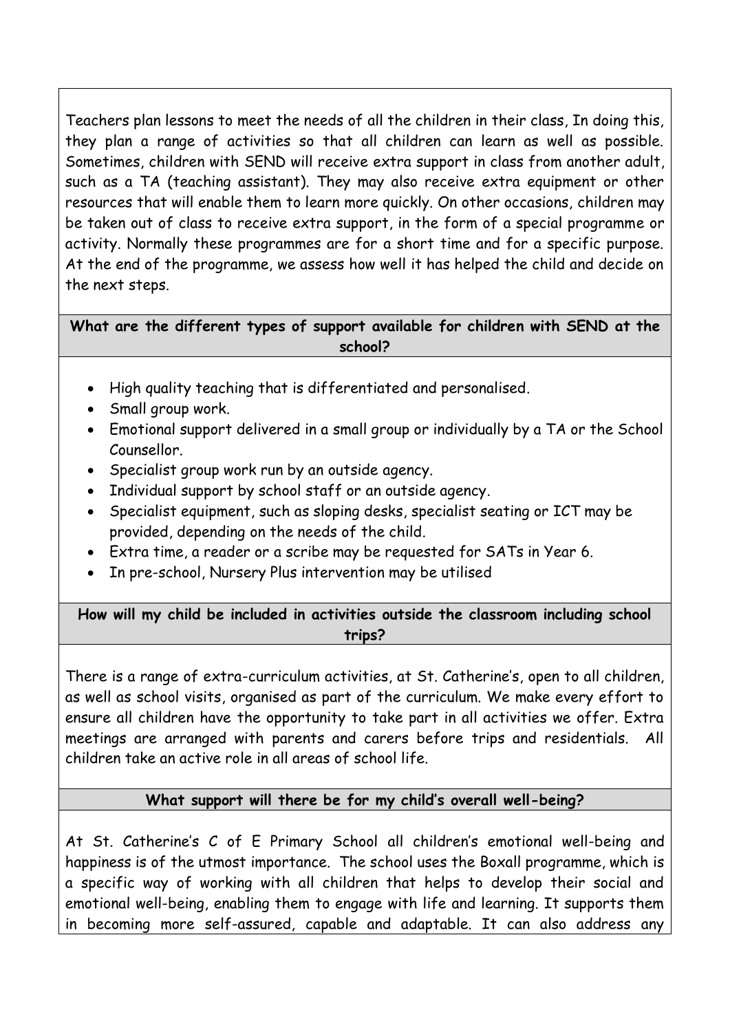Teachers plan lessons to meet the needs of all the children in their class, In doing this, they plan a range of activities so that all children can learn as well as possible. Sometimes, children with SEND will receive extra support in class from another adult, such as a TA (teaching assistant). They may also receive extra equipment or other resources that will enable them to learn more quickly. On other occasions, children may be taken out of class to receive extra support, in the form of a special programme or activity. Normally these programmes are for a short time and for a specific purpose. At the end of the programme, we assess how well it has helped the child and decide on the next steps.

**What are the different types of support available for children with SEND at the school?**

- High quality teaching that is differentiated and personalised.
- Small group work.
- Emotional support delivered in a small group or individually by a TA or the School Counsellor.
- Specialist group work run by an outside agency.
- Individual support by school staff or an outside agency.
- Specialist equipment, such as sloping desks, specialist seating or ICT may be provided, depending on the needs of the child.
- Extra time, a reader or a scribe may be requested for SATs in Year 6.
- In pre-school, Nursery Plus intervention may be utilised

**How will my child be included in activities outside the classroom including school trips?**

There is a range of extra-curriculum activities, at St. Catherine's, open to all children, as well as school visits, organised as part of the curriculum. We make every effort to ensure all children have the opportunity to take part in all activities we offer. Extra meetings are arranged with parents and carers before trips and residentials. All children take an active role in all areas of school life.

**What support will there be for my child's overall well-being?**

At St. Catherine's C of E Primary School all children's emotional well-being and happiness is of the utmost importance. The school uses the Boxall programme, which is a specific way of working with all children that helps to develop their social and emotional well-being, enabling them to engage with life and learning. It supports them in becoming more self-assured, capable and adaptable. It can also address any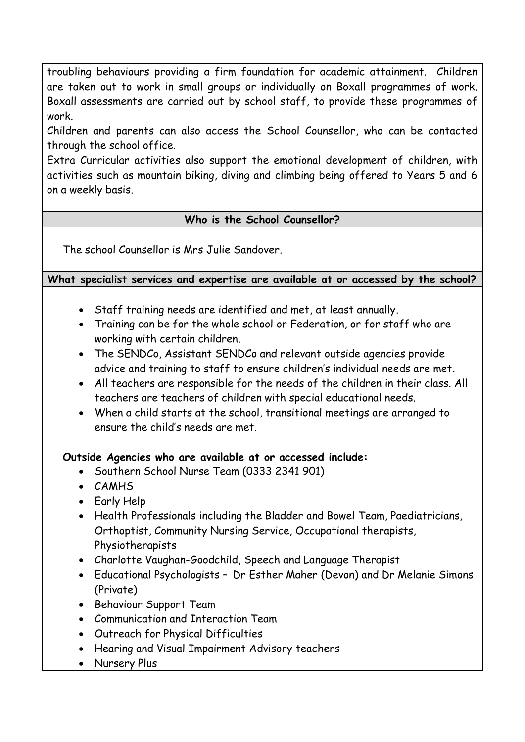troubling behaviours providing a firm foundation for academic attainment. Children are taken out to work in small groups or individually on Boxall programmes of work. Boxall assessments are carried out by school staff, to provide these programmes of work.

Children and parents can also access the School Counsellor, who can be contacted through the school office.

Extra Curricular activities also support the emotional development of children, with activities such as mountain biking, diving and climbing being offered to Years 5 and 6 on a weekly basis.

## Who is the School Counsellor?

The school Counsellor is Mrs Julie Sandover.

## What specialist services and expertise are available at or accessed by the school?

- Staff training needs are identified and met, at least annually.
- Training can be for the whole school or Federation, or for staff who are working with certain children.
- The SENDCo, Assistant SENDCo and relevant outside agencies provide advice and training to staff to ensure children's individual needs are met.
- All teachers are responsible for the needs of the children in their class. All teachers are teachers of children with special educational needs.
- When a child starts at the school, transitional meetings are arranged to ensure the child's needs are met.

**Outside Agencies who are available at or accessed include:**

- Southern School Nurse Team (0333 2341 901)
- CAMHS
- Early Help
- Health Professionals including the Bladder and Bowel Team, Paediatricians, Orthoptist, Community Nursing Service, Occupational therapists, Physiotherapists
- Charlotte Vaughan-Goodchild, Speech and Language Therapist
- Educational Psychologists – Dr Esther Maher (Devon) and Dr Melanie Simons (Private)
- Behaviour Support Team
- Communication and Interaction Team
- Outreach for Physical Difficulties
- Hearing and Visual Impairment Advisory teachers
- Nursery Plus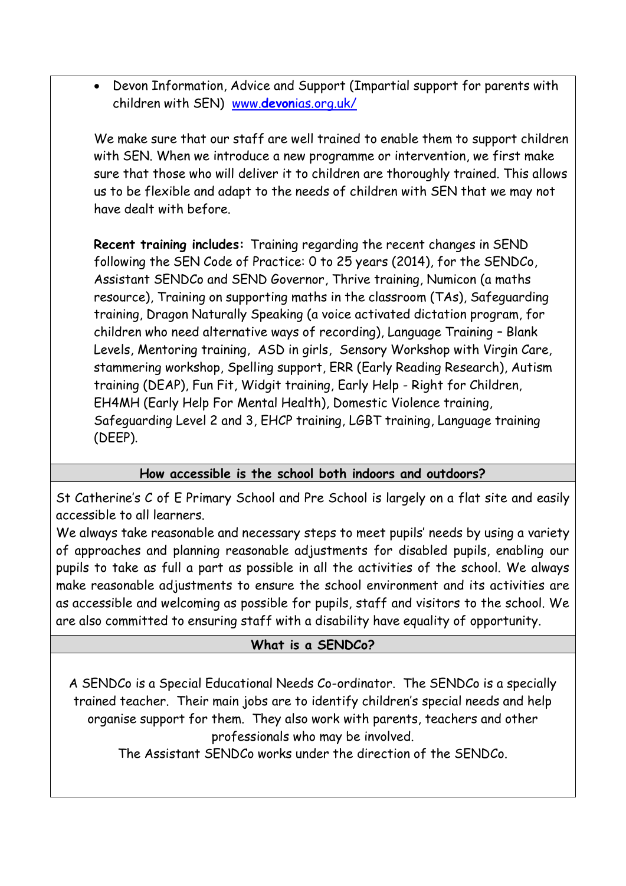- Devon Information, Advice and Support (Impartial support for parents with children with SEN) [www.devonias.org.uk/](www.devonias.org.uk/)

We make sure that our staff are well trained to enable them to support children with SEN. When we introduce a new programme or intervention, we first make sure that those who will deliver it to children are thoroughly trained. This allows us to be flexible and adapt to the needs of children with SEN that we may not have dealt with before.

**Recent training includes:** Training regarding the recent changes in SEND following the SEN Code of Practice: 0 to 25 years (2014), for the SENDCo, Assistant SENDCo and SEND Governor, Thrive training, Numicon (a maths resource), Training on supporting maths in the classroom (TAs), Safeguarding training, Dragon Naturally Speaking (a voice activated dictation program, for children who need alternative ways of recording), Language Training – Blank Levels, Mentoring training, ASD in girls, Sensory Workshop with Virgin Care, stammering workshop, Spelling support, ERR (Early Reading Research), Autism training (DEAP), Fun Fit, Widgit training, Early Help - Right for Children, EH4MH (Early Help For Mental Health), Domestic Violence training, Safeguarding Level 2 and 3, EHCP training, LGBT training, Language training (DEEP).

## How accessible is the school both indoors and outdoors?

St Catherine's C of E Primary School and Pre School is largely on a flat site and easily accessible to all learners.
We always take reasonable and necessary steps to meet pupils' needs by using a variety of approaches and planning reasonable adjustments for disabled pupils, enabling our pupils to take as full a part as possible in all the activities of the school. We always make reasonable adjustments to ensure the school environment and its activities are as accessible and welcoming as possible for pupils, staff and visitors to the school. We are also committed to ensuring staff with a disability have equality of opportunity.

## What is a SENDCo?

A SENDCo is a Special Educational Needs Co-ordinator. The SENDCo is a specially trained teacher. Their main jobs are to identify children's special needs and help organise support for them. They also work with parents, teachers and other professionals who may be involved.
The Assistant SENDCo works under the direction of the SENDCo.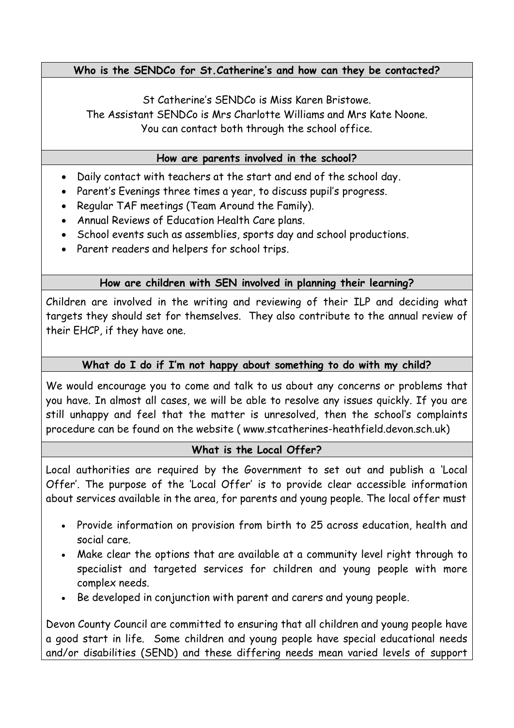### Who is the SENDCo for St.Catherine's and how can they be contacted?

St Catherine's SENDCo is Miss Karen Bristowe.
The Assistant SENDCo is Mrs Charlotte Williams and Mrs Kate Noone.
You can contact both through the school office.

### How are parents involved in the school?

- Daily contact with teachers at the start and end of the school day.
- Parent's Evenings three times a year, to discuss pupil's progress.
- Regular TAF meetings (Team Around the Family).
- Annual Reviews of Education Health Care plans.
- School events such as assemblies, sports day and school productions.
- Parent readers and helpers for school trips.

### How are children with SEN involved in planning their learning?

Children are involved in the writing and reviewing of their ILP and deciding what targets they should set for themselves. They also contribute to the annual review of their EHCP, if they have one.

### What do I do if I'm not happy about something to do with my child?

We would encourage you to come and talk to us about any concerns or problems that you have. In almost all cases, we will be able to resolve any issues quickly. If you are still unhappy and feel that the matter is unresolved, then the school's complaints procedure can be found on the website ( www.stcatherines-heathfield.devon.sch.uk)

### What is the Local Offer?

Local authorities are required by the Government to set out and publish a 'Local Offer'. The purpose of the 'Local Offer' is to provide clear accessible information about services available in the area, for parents and young people. The local offer must

- Provide information on provision from birth to 25 across education, health and social care.
- Make clear the options that are available at a community level right through to specialist and targeted services for children and young people with more complex needs.
- Be developed in conjunction with parent and carers and young people.

Devon County Council are committed to ensuring that all children and young people have a good start in life. Some children and young people have special educational needs and/or disabilities (SEND) and these differing needs mean varied levels of support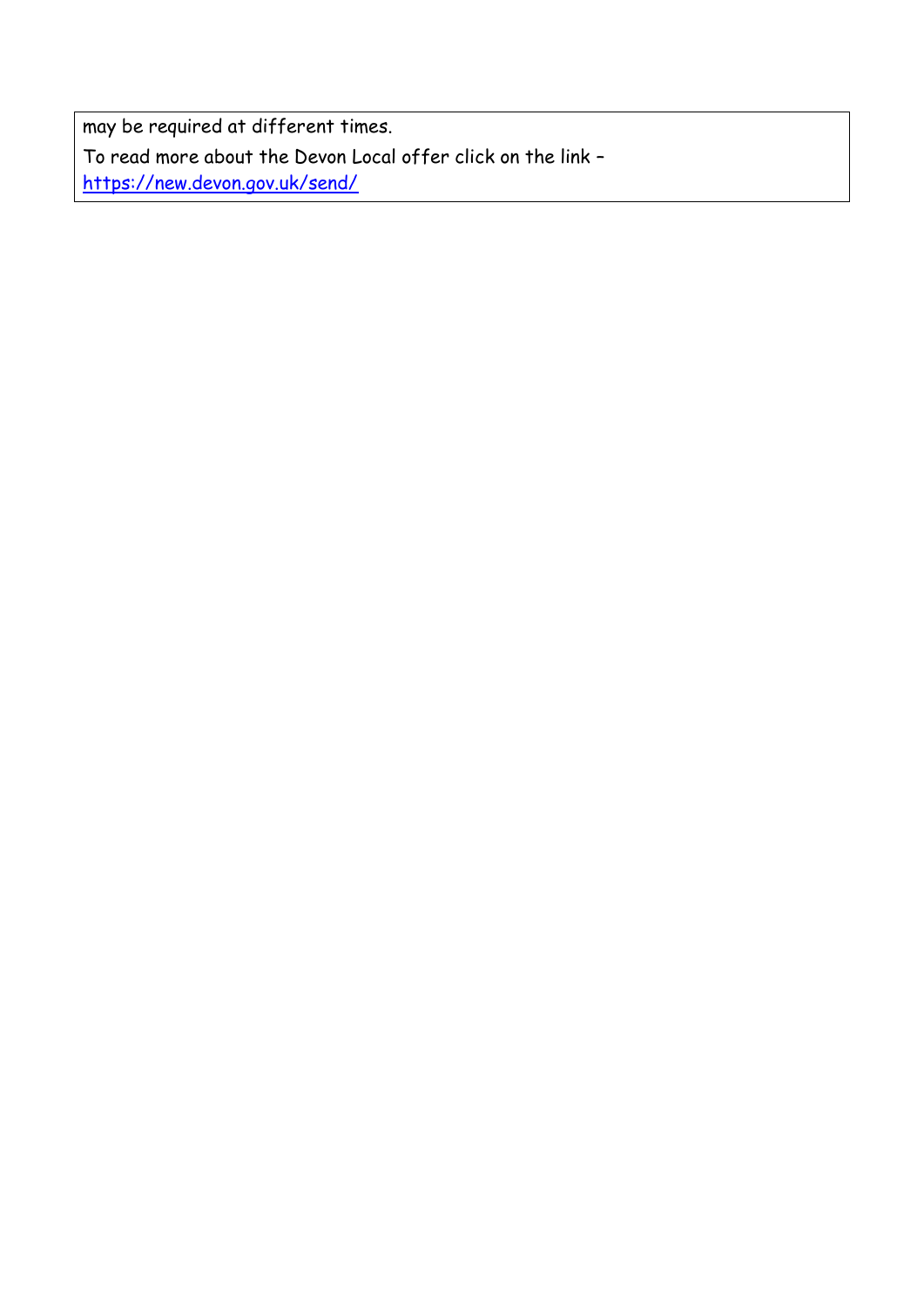may be required at different times.

To read more about the Devon Local offer click on the link – [https://new.devon.gov.uk/send/](https://new.devon.gov.uk/send/)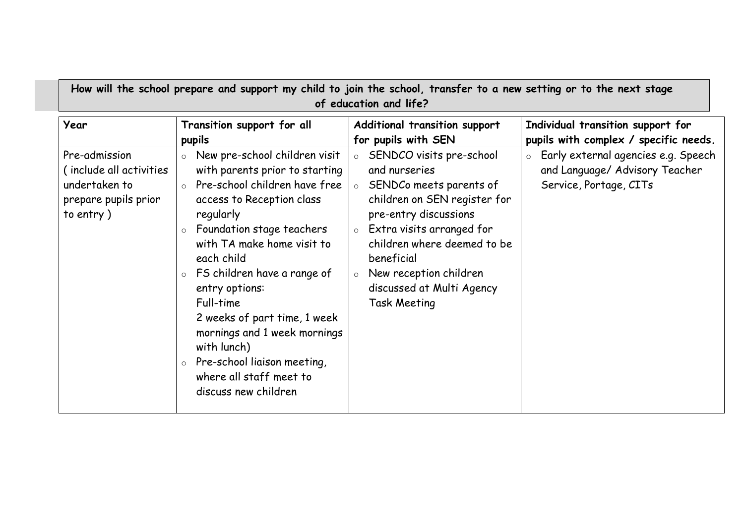**How will the school prepare and support my child to join the school, transfer to a new setting or to the next stage of education and life?**

| Year | Transition support for all pupils | Additional transition support for pupils with SEN | Individual transition support for pupils with complex / specific needs. |
|---|---|---|---|
| Pre-admission ( include all activities undertaken to prepare pupils prior to entry ) | ◦ New pre-school children visit with parents prior to starting<br>◦ Pre-school children have free access to Reception class regularly<br>◦ Foundation stage teachers with TA make home visit to each child<br>◦ FS children have a range of entry options:<br>Full-time<br>2 weeks of part time, 1 week mornings and 1 week mornings with lunch)<br>◦ Pre-school liaison meeting, where all staff meet to discuss new children | ◦ SENDCO visits pre-school and nurseries<br>◦ SENDCo meets parents of children on SEN register for pre-entry discussions<br>◦ Extra visits arranged for children where deemed to be beneficial<br>◦ New reception children discussed at Multi Agency Task Meeting | ◦ Early external agencies e.g. Speech and Language/ Advisory Teacher Service, Portage, CITs |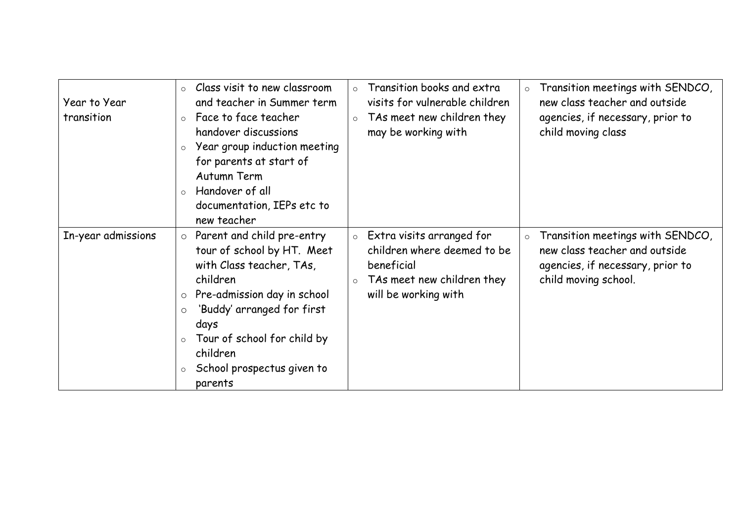| | | | |
|---|---|---|---|
| Year to Year transition | ○ Class visit to new classroom and teacher in Summer term<br>○ Face to face teacher handover discussions<br>○ Year group induction meeting for parents at start of Autumn Term<br>○ Handover of all documentation, IEPs etc to new teacher | ○ Transition books and extra visits for vulnerable children<br>○ TAs meet new children they may be working with | ○ Transition meetings with SENDCO, new class teacher and outside agencies, if necessary, prior to child moving class |
| In-year admissions | ○ Parent and child pre-entry tour of school by HT. Meet with Class teacher, TAs, children<br>○ Pre-admission day in school<br>○ 'Buddy' arranged for first days<br>○ Tour of school for child by children<br>○ School prospectus given to parents | ○ Extra visits arranged for children where deemed to be beneficial<br>○ TAs meet new children they will be working with | ○ Transition meetings with SENDCO, new class teacher and outside agencies, if necessary, prior to child moving school. |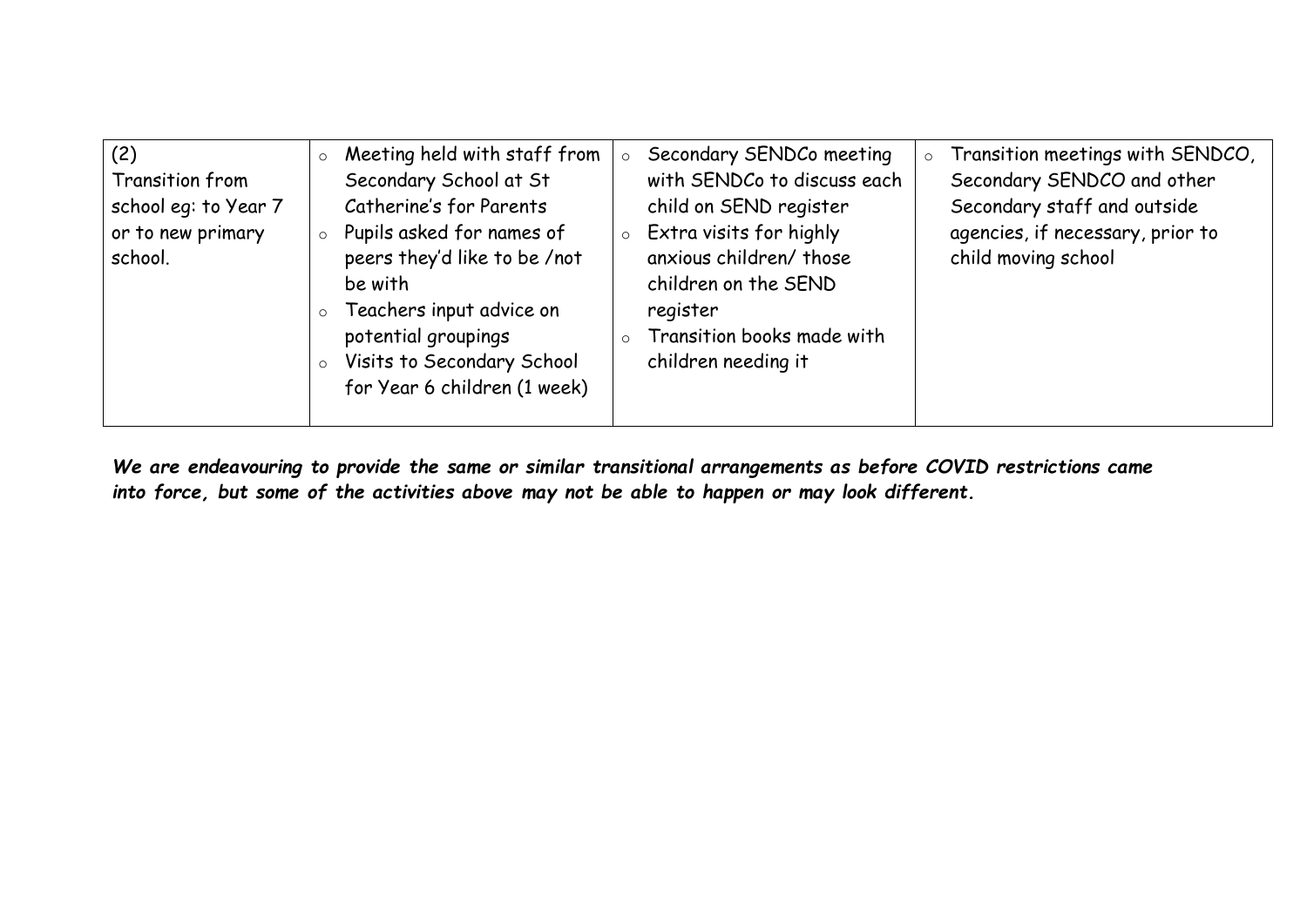| | | | |
|---|---|---|---|
| (2)<br>Transition from school eg: to Year 7 or to new primary school. | ○ Meeting held with staff from Secondary School at St Catherine's for Parents<br>○ Pupils asked for names of peers they'd like to be /not be with<br>○ Teachers input advice on potential groupings<br>○ Visits to Secondary School for Year 6 children (1 week) | ○ Secondary SENDCo meeting with SENDCo to discuss each child on SEND register<br>○ Extra visits for highly anxious children/ those children on the SEND register<br>○ Transition books made with children needing it | ○ Transition meetings with SENDCO, Secondary SENDCO and other Secondary staff and outside agencies, if necessary, prior to child moving school |

***We are endeavouring to provide the same or similar transitional arrangements as before COVID restrictions came into force, but some of the activities above may not be able to happen or may look different.***